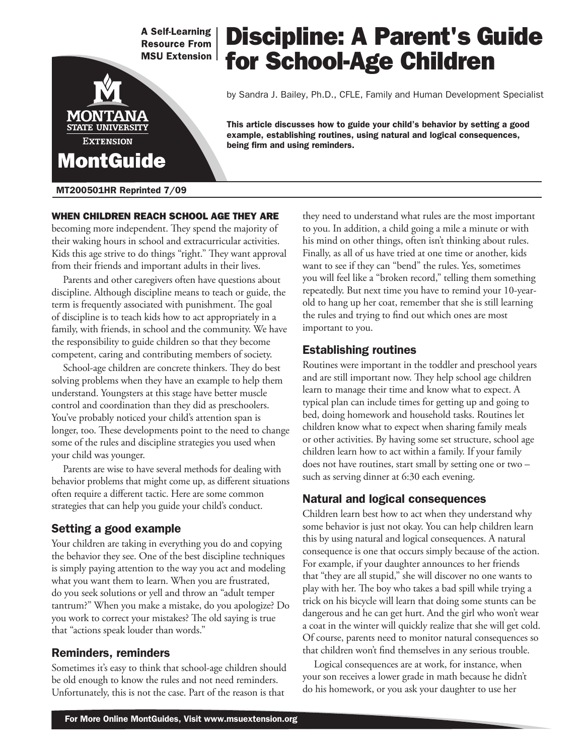A Self-Learning Resource From MSU Extension

Montana State University Extension

MontGuide

# Discipline: A Parent's Guide for School-Age Children

by Sandra J. Bailey, Ph.D., CFLE, Family and Human Development Specialist

**This article discusses how to guide your child's behavior by setting a good example, establishing routines, using natural and logical consequences, being firm and using reminders.**

MT200501HR Reprinted 7/09

**WHEN CHILDREN REACH SCHOOL AGE THEY ARE** becoming more independent. They spend the majority of their waking hours in school and extracurricular activities. Kids this age strive to do things "right." They want approval from their friends and important adults in their lives.

Parents and other caregivers often have questions about discipline. Although discipline means to teach or guide, the term is frequently associated with punishment. The goal of discipline is to teach kids how to act appropriately in a family, with friends, in school and the community. We have the responsibility to guide children so that they become competent, caring and contributing members of society.

School-age children are concrete thinkers. They do best solving problems when they have an example to help them understand. Youngsters at this stage have better muscle control and coordination than they did as preschoolers. You've probably noticed your child's attention span is longer, too. These developments point to the need to change some of the rules and discipline strategies you used when your child was younger.

Parents are wise to have several methods for dealing with behavior problems that might come up, as different situations often require a different tactic. Here are some common strategies that can help you guide your child's conduct.

## Setting a good example

Your children are taking in everything you do and copying the behavior they see. One of the best discipline techniques is simply paying attention to the way you act and modeling what you want them to learn. When you are frustrated, do you seek solutions or yell and throw an "adult temper tantrum?" When you make a mistake, do you apologize? Do you work to correct your mistakes? The old saying is true that "actions speak louder than words."

## Reminders, reminders

Sometimes it's easy to think that school-age children should be old enough to know the rules and not need reminders. Unfortunately, this is not the case. Part of the reason is that they need to understand what rules are the most important to you. In addition, a child going a mile a minute or with his mind on other things, often isn't thinking about rules. Finally, as all of us have tried at one time or another, kids want to see if they can "bend" the rules. Yes, sometimes you will feel like a "broken record," telling them something repeatedly. But next time you have to remind your 10-year-old to hang up her coat, remember that she is still learning the rules and trying to find out which ones are most important to you.

## Establishing routines

Routines were important in the toddler and preschool years and are still important now. They help school age children learn to manage their time and know what to expect. A typical plan can include times for getting up and going to bed, doing homework and household tasks. Routines let children know what to expect when sharing family meals or other activities. By having some set structure, school age children learn how to act within a family. If your family does not have routines, start small by setting one or two – such as serving dinner at 6:30 each evening.

## Natural and logical consequences

Children learn best how to act when they understand why some behavior is just not okay. You can help children learn this by using natural and logical consequences. A natural consequence is one that occurs simply because of the action. For example, if your daughter announces to her friends that "they are all stupid," she will discover no one wants to play with her. The boy who takes a bad spill while trying a trick on his bicycle will learn that doing some stunts can be dangerous and he can get hurt. And the girl who won't wear a coat in the winter will quickly realize that she will get cold. Of course, parents need to monitor natural consequences so that children won't find themselves in any serious trouble.

Logical consequences are at work, for instance, when your son receives a lower grade in math because he didn't do his homework, or you ask your daughter to use her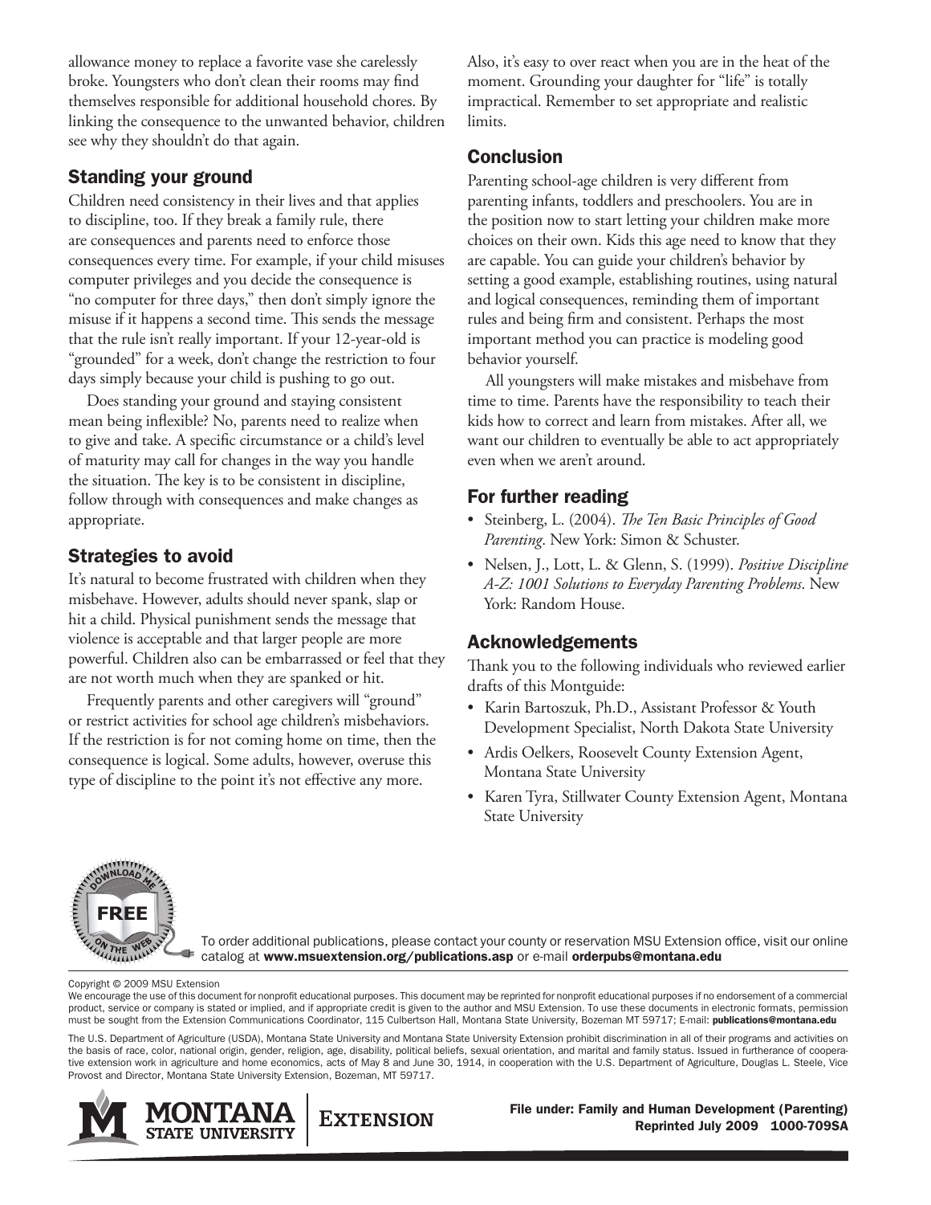allowance money to replace a favorite vase she carelessly broke. Youngsters who don't clean their rooms may find themselves responsible for additional household chores. By linking the consequence to the unwanted behavior, children see why they shouldn't do that again.

## Standing your ground

Children need consistency in their lives and that applies to discipline, too. If they break a family rule, there are consequences and parents need to enforce those consequences every time. For example, if your child misuses computer privileges and you decide the consequence is "no computer for three days," then don't simply ignore the misuse if it happens a second time. This sends the message that the rule isn't really important. If your 12-year-old is "grounded" for a week, don't change the restriction to four days simply because your child is pushing to go out.

Does standing your ground and staying consistent mean being inflexible? No, parents need to realize when to give and take. A specific circumstance or a child's level of maturity may call for changes in the way you handle the situation. The key is to be consistent in discipline, follow through with consequences and make changes as appropriate.

## Strategies to avoid

It's natural to become frustrated with children when they misbehave. However, adults should never spank, slap or hit a child. Physical punishment sends the message that violence is acceptable and that larger people are more powerful. Children also can be embarrassed or feel that they are not worth much when they are spanked or hit.

Frequently parents and other caregivers will "ground" or restrict activities for school age children's misbehaviors. If the restriction is for not coming home on time, then the consequence is logical. Some adults, however, overuse this type of discipline to the point it's not effective any more.

Also, it's easy to over react when you are in the heat of the moment. Grounding your daughter for "life" is totally impractical. Remember to set appropriate and realistic limits.

## Conclusion

Parenting school-age children is very different from parenting infants, toddlers and preschoolers. You are in the position now to start letting your children make more choices on their own. Kids this age need to know that they are capable. You can guide your children's behavior by setting a good example, establishing routines, using natural and logical consequences, reminding them of important rules and being firm and consistent. Perhaps the most important method you can practice is modeling good behavior yourself.

All youngsters will make mistakes and misbehave from time to time. Parents have the responsibility to teach their kids how to correct and learn from mistakes. After all, we want our children to eventually be able to act appropriately even when we aren't around.

## For further reading

- Steinberg, L. (2004). *The Ten Basic Principles of Good Parenting*. New York: Simon & Schuster.
- Nelsen, J., Lott, L. & Glenn, S. (1999). *Positive Discipline A-Z: 1001 Solutions to Everyday Parenting Problems*. New York: Random House.

## Acknowledgements

Thank you to the following individuals who reviewed earlier drafts of this Montguide:

- Karin Bartoszuk, Ph.D., Assistant Professor & Youth Development Specialist, North Dakota State University
- Ardis Oelkers, Roosevelt County Extension Agent, Montana State University
- Karen Tyra, Stillwater County Extension Agent, Montana State University

DOWNLOAD ME FREE ON THE WEB

To order additional publications, please contact your county or reservation MSU Extension office, visit our online catalog at **www.msuextension.org/publications.asp** or e-mail **orderpubs@montana.edu**

Copyright © 2009 MSU Extension

We encourage the use of this document for nonprofit educational purposes. This document may be reprinted for nonprofit educational purposes if no endorsement of a commercial product, service or company is stated or implied, and if appropriate credit is given to the author and MSU Extension. To use these documents in electronic formats, permission must be sought from the Extension Communications Coordinator, 115 Culbertson Hall, Montana State University, Bozeman MT 59717; E-mail: **publications@montana.edu**

The U.S. Department of Agriculture (USDA), Montana State University and Montana State University Extension prohibit discrimination in all of their programs and activities on the basis of race, color, national origin, gender, religion, age, disability, political beliefs, sexual orientation, and marital and family status. Issued in furtherance of cooperative extension work in agriculture and home economics, acts of May 8 and June 30, 1914, in cooperation with the U.S. Department of Agriculture, Douglas L. Steele, Vice Provost and Director, Montana State University Extension, Bozeman, MT 59717.

MONTANA STATE UNIVERSITY | EXTENSION

**File under: Family and Human Development (Parenting)**
**Reprinted July 2009 1000-709SA**